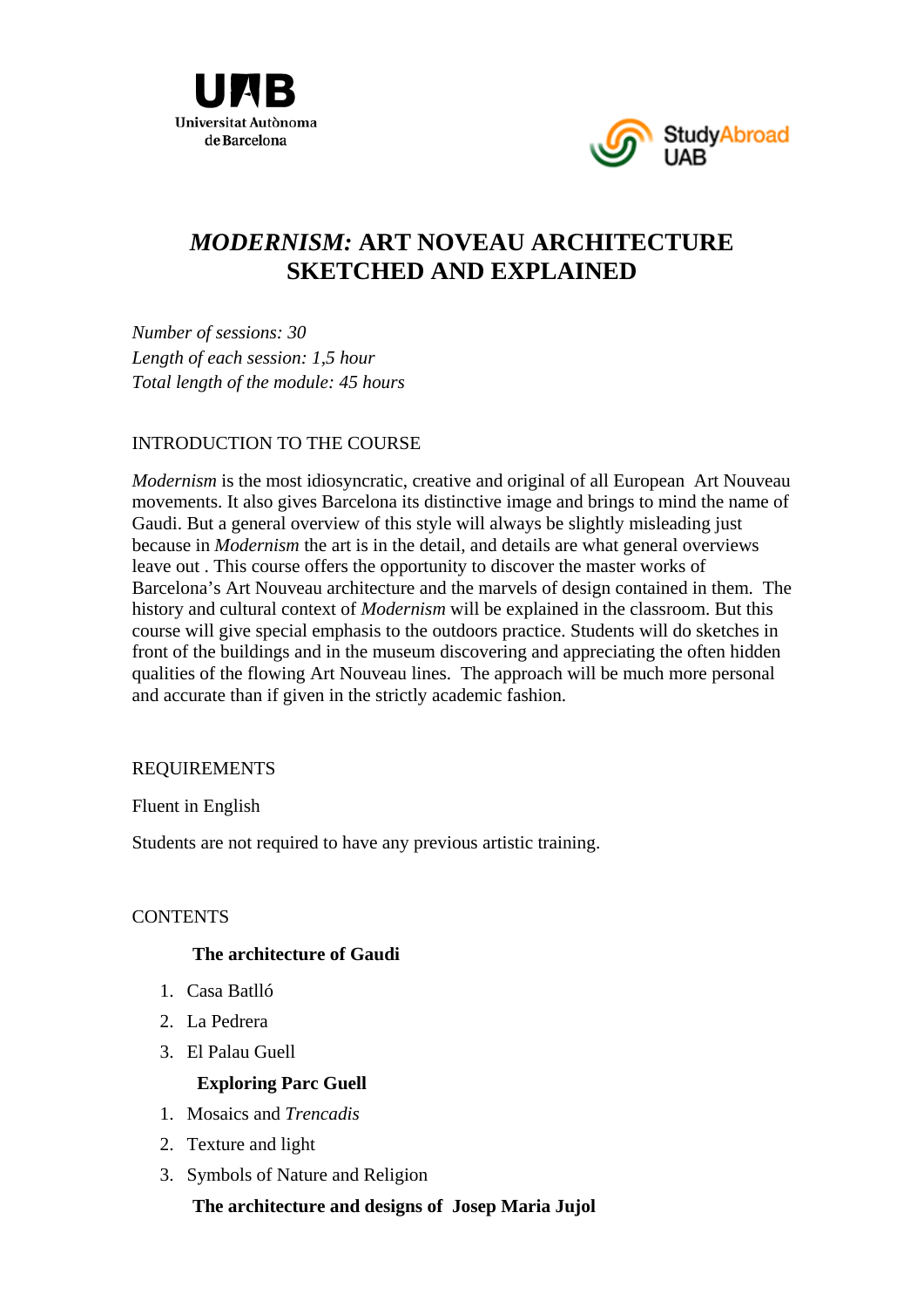Universitat Autònoma de Barcelona

StudyAbroad UAB

# *MODERNISM:* ART NOVEAU ARCHITECTURE SKETCHED AND EXPLAINED

*Number of sessions: 30*
*Length of each session: 1,5 hour*
*Total length of the module: 45 hours*

## INTRODUCTION TO THE COURSE

*Modernism* is the most idiosyncratic, creative and original of all European Art Nouveau movements. It also gives Barcelona its distinctive image and brings to mind the name of Gaudi. But a general overview of this style will always be slightly misleading just because in *Modernism* the art is in the detail, and details are what general overviews leave out . This course offers the opportunity to discover the master works of Barcelona's Art Nouveau architecture and the marvels of design contained in them. The history and cultural context of *Modernism* will be explained in the classroom. But this course will give special emphasis to the outdoors practice. Students will do sketches in front of the buildings and in the museum discovering and appreciating the often hidden qualities of the flowing Art Nouveau lines. The approach will be much more personal and accurate than if given in the strictly academic fashion.

## REQUIREMENTS

Fluent in English

Students are not required to have any previous artistic training.

## CONTENTS

**The architecture of Gaudi**

1. Casa Batlló
2. La Pedrera
3. El Palau Guell

**Exploring Parc Guell**

1. Mosaics and *Trencadis*
2. Texture and light
3. Symbols of Nature and Religion

**The architecture and designs of Josep Maria Jujol**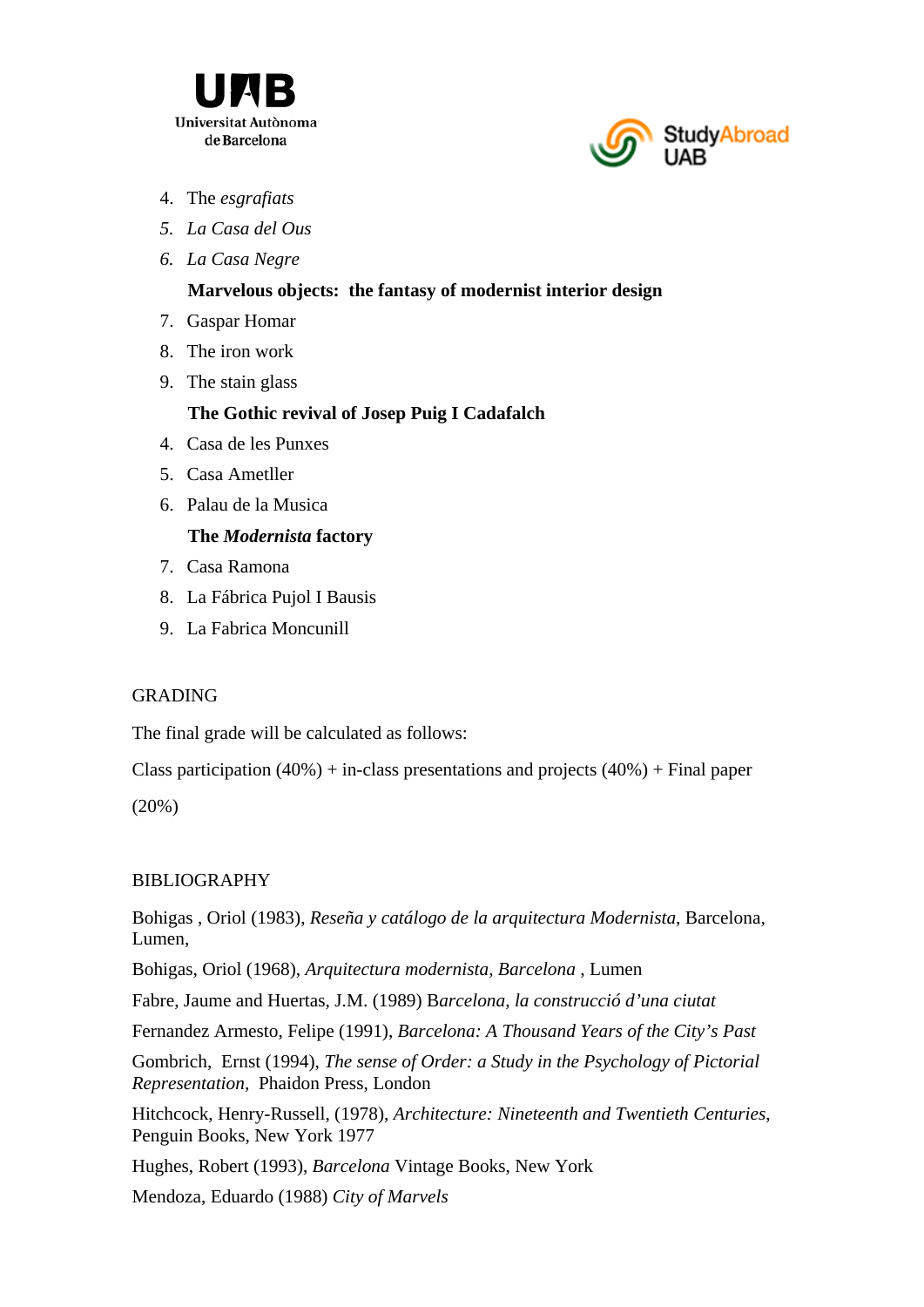4. The *esgrafiats*
5. *La Casa del Ous*
6. *La Casa Negre*

**Marvelous objects: the fantasy of modernist interior design**

7. Gaspar Homar
8. The iron work
9. The stain glass

**The Gothic revival of Josep Puig I Cadafalch**

4. Casa de les Punxes
5. Casa Ametller
6. Palau de la Musica

**The *Modernista* factory**

7. Casa Ramona
8. La Fábrica Pujol I Bausis
9. La Fabrica Moncunill

GRADING

The final grade will be calculated as follows:

Class participation (40%) + in-class presentations and projects (40%) + Final paper (20%)

BIBLIOGRAPHY

Bohigas , Oriol (1983), *Reseña y catálogo de la arquitectura Modernista*, Barcelona, Lumen,

Bohigas, Oriol (1968), *Arquitectura modernista, Barcelona* , Lumen

Fabre, Jaume and Huertas, J.M. (1989) B*arcelona, la construcció d'una ciutat*

Fernandez Armesto, Felipe (1991), *Barcelona: A Thousand Years of the City's Past*

Gombrich, Ernst (1994), *The sense of Order: a Study in the Psychology of Pictorial Representation,* Phaidon Press, London

Hitchcock, Henry-Russell, (1978), *Architecture: Nineteenth and Twentieth Centuries*, Penguin Books, New York 1977

Hughes, Robert (1993), *Barcelona* Vintage Books, New York

Mendoza, Eduardo (1988) *City of Marvels*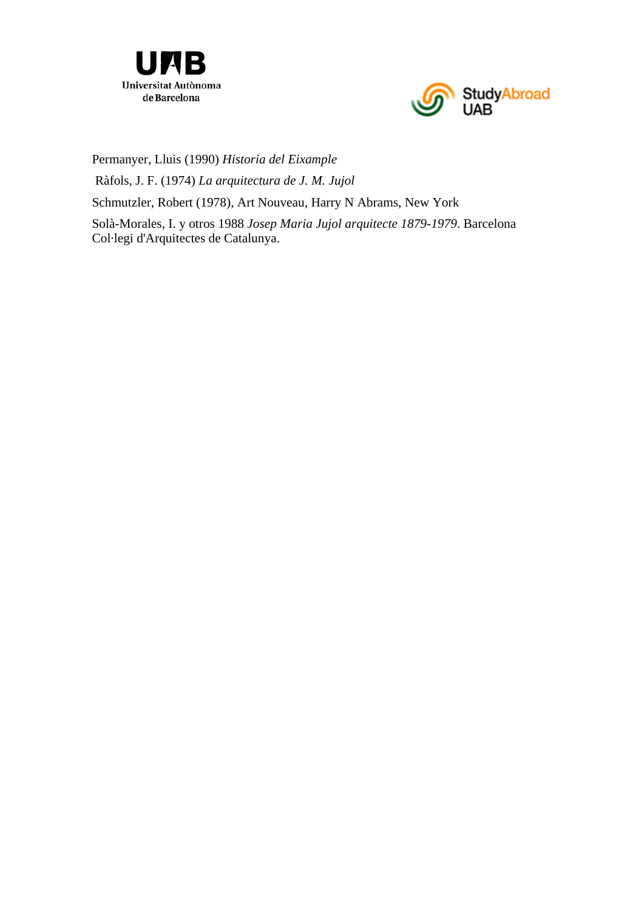Permanyer, Lluis (1990) *Historia del Eixample*

Ràfols, J. F. (1974) *La arquitectura de J. M. Jujol*

Schmutzler, Robert (1978), Art Nouveau, Harry N Abrams, New York

Solà-Morales, I. y otros 1988 *Josep Maria Jujol arquitecte 1879-1979*. Barcelona Col·legi d'Arquitectes de Catalunya.